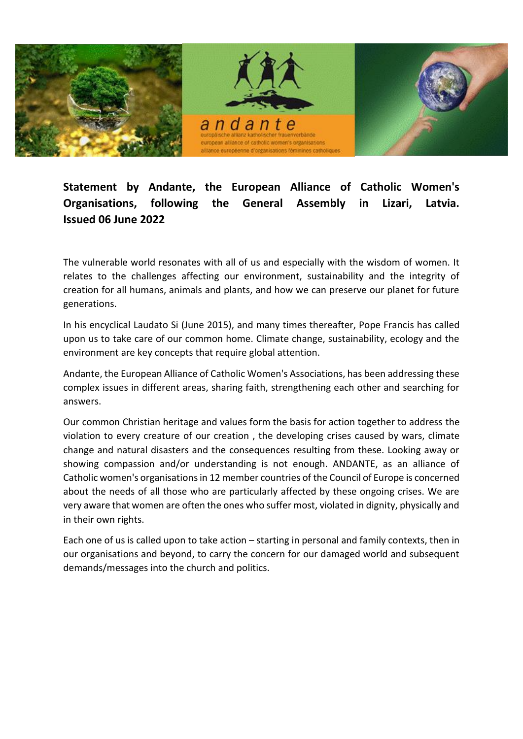**Statement by Andante, the European Alliance of Catholic Women's Organisations, following the General Assembly in Lizari, Latvia. Issued 06 June 2022**

The vulnerable world resonates with all of us and especially with the wisdom of women. It relates to the challenges affecting our environment, sustainability and the integrity of creation for all humans, animals and plants, and how we can preserve our planet for future generations.

In his encyclical Laudato Si (June 2015), and many times thereafter, Pope Francis has called upon us to take care of our common home. Climate change, sustainability, ecology and the environment are key concepts that require global attention.

Andante, the European Alliance of Catholic Women's Associations, has been addressing these complex issues in different areas, sharing faith, strengthening each other and searching for answers.

Our common Christian heritage and values form the basis for action together to address the violation to every creature of our creation , the developing crises caused by wars, climate change and natural disasters and the consequences resulting from these. Looking away or showing compassion and/or understanding is not enough. ANDANTE, as an alliance of Catholic women's organisations in 12 member countries of the Council of Europe is concerned about the needs of all those who are particularly affected by these ongoing crises. We are very aware that women are often the ones who suffer most, violated in dignity, physically and in their own rights.

Each one of us is called upon to take action – starting in personal and family contexts, then in our organisations and beyond, to carry the concern for our damaged world and subsequent demands/messages into the church and politics.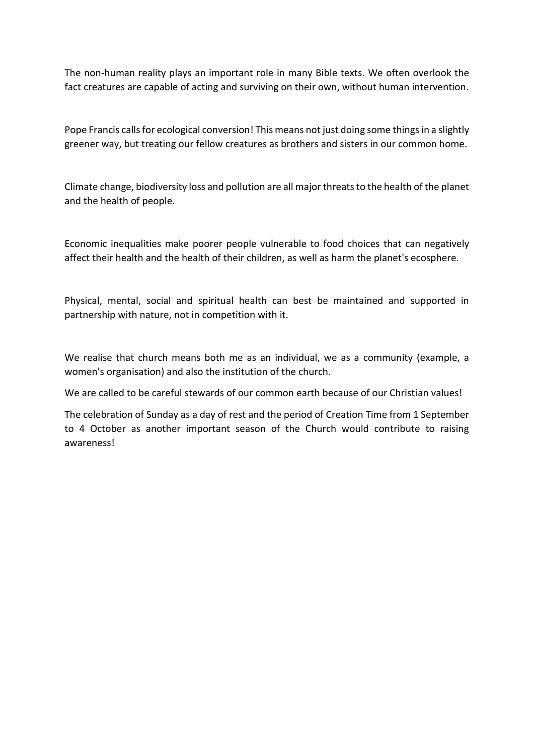The non-human reality plays an important role in many Bible texts. We often overlook the fact creatures are capable of acting and surviving on their own, without human intervention.

Pope Francis calls for ecological conversion! This means not just doing some things in a slightly greener way, but treating our fellow creatures as brothers and sisters in our common home.

Climate change, biodiversity loss and pollution are all major threats to the health of the planet and the health of people.

Economic inequalities make poorer people vulnerable to food choices that can negatively affect their health and the health of their children, as well as harm the planet's ecosphere.

Physical, mental, social and spiritual health can best be maintained and supported in partnership with nature, not in competition with it.

We realise that church means both me as an individual, we as a community (example, a women's organisation) and also the institution of the church.

We are called to be careful stewards of our common earth because of our Christian values!

The celebration of Sunday as a day of rest and the period of Creation Time from 1 September to 4 October as another important season of the Church would contribute to raising awareness!